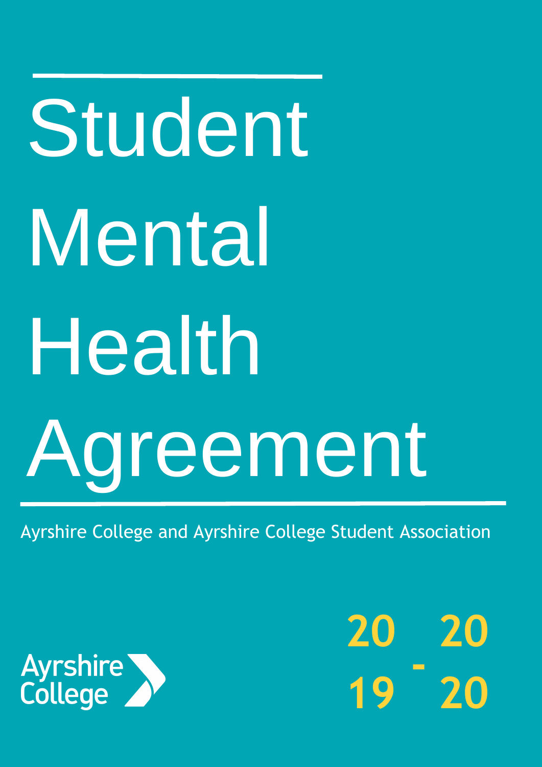# Student Mental Health Agreement

Ayrshire College and Ayrshire College Student Association

Ayrshire College

2019 - 2020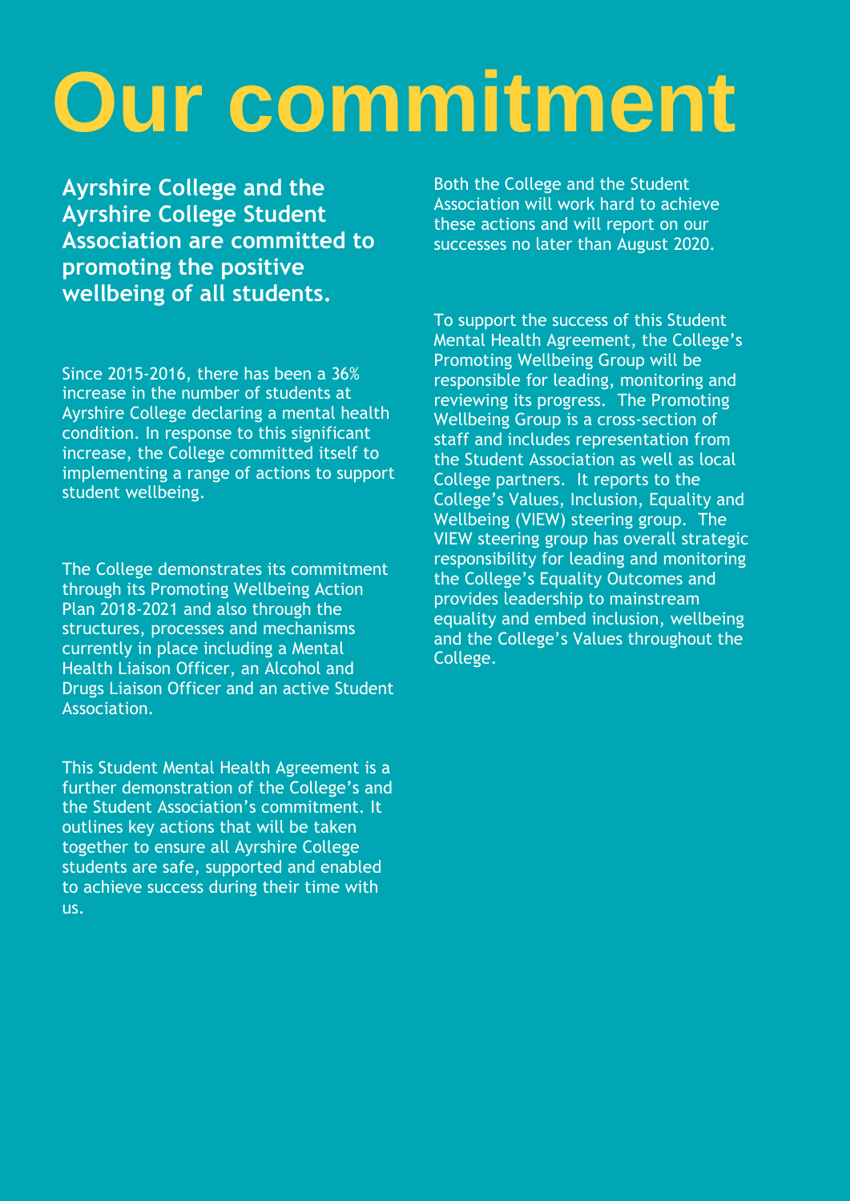# Our commitment

**Ayrshire College and the Ayrshire College Student Association are committed to promoting the positive wellbeing of all students.**

Since 2015-2016, there has been a 36% increase in the number of students at Ayrshire College declaring a mental health condition. In response to this significant increase, the College committed itself to implementing a range of actions to support student wellbeing.

The College demonstrates its commitment through its Promoting Wellbeing Action Plan 2018-2021 and also through the structures, processes and mechanisms currently in place including a Mental Health Liaison Officer, an Alcohol and Drugs Liaison Officer and an active Student Association.

This Student Mental Health Agreement is a further demonstration of the College's and the Student Association's commitment. It outlines key actions that will be taken together to ensure all Ayrshire College students are safe, supported and enabled to achieve success during their time with us.

Both the College and the Student Association will work hard to achieve these actions and will report on our successes no later than August 2020.

To support the success of this Student Mental Health Agreement, the College's Promoting Wellbeing Group will be responsible for leading, monitoring and reviewing its progress. The Promoting Wellbeing Group is a cross-section of staff and includes representation from the Student Association as well as local College partners. It reports to the College's Values, Inclusion, Equality and Wellbeing (VIEW) steering group. The VIEW steering group has overall strategic responsibility for leading and monitoring the College's Equality Outcomes and provides leadership to mainstream equality and embed inclusion, wellbeing and the College's Values throughout the College.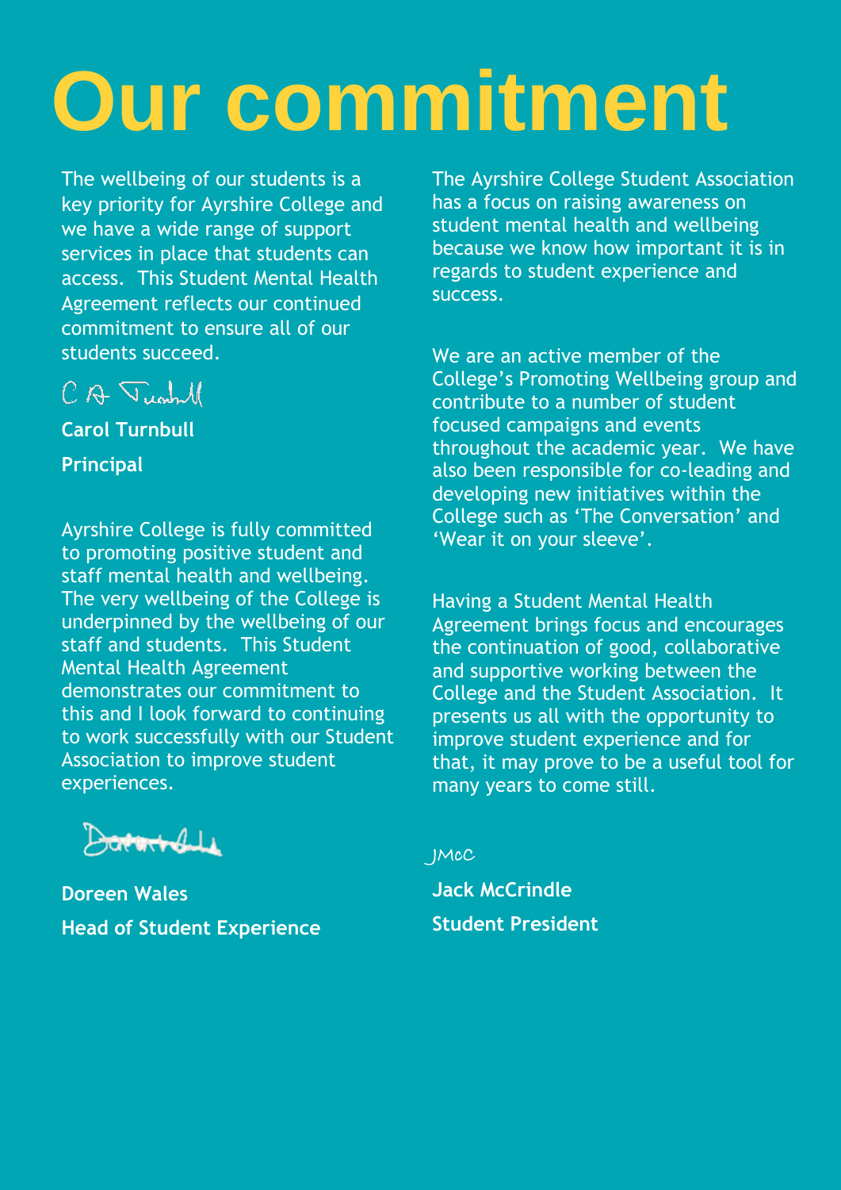# Our commitment

The wellbeing of our students is a key priority for Ayrshire College and we have a wide range of support services in place that students can access. This Student Mental Health Agreement reflects our continued commitment to ensure all of our students succeed.

C A Turnbull

**Carol Turnbull**

**Principal**

Ayrshire College is fully committed to promoting positive student and staff mental health and wellbeing. The very wellbeing of the College is underpinned by the wellbeing of our staff and students. This Student Mental Health Agreement demonstrates our commitment to this and I look forward to continuing to work successfully with our Student Association to improve student experiences.

**Doreen Wales**

**Head of Student Experience**

The Ayrshire College Student Association has a focus on raising awareness on student mental health and wellbeing because we know how important it is in regards to student experience and success.

We are an active member of the College's Promoting Wellbeing group and contribute to a number of student focused campaigns and events throughout the academic year. We have also been responsible for co-leading and developing new initiatives within the College such as 'The Conversation' and 'Wear it on your sleeve'.

Having a Student Mental Health Agreement brings focus and encourages the continuation of good, collaborative and supportive working between the College and the Student Association. It presents us all with the opportunity to improve student experience and for that, it may prove to be a useful tool for many years to come still.

JMcC

**Jack McCrindle**

**Student President**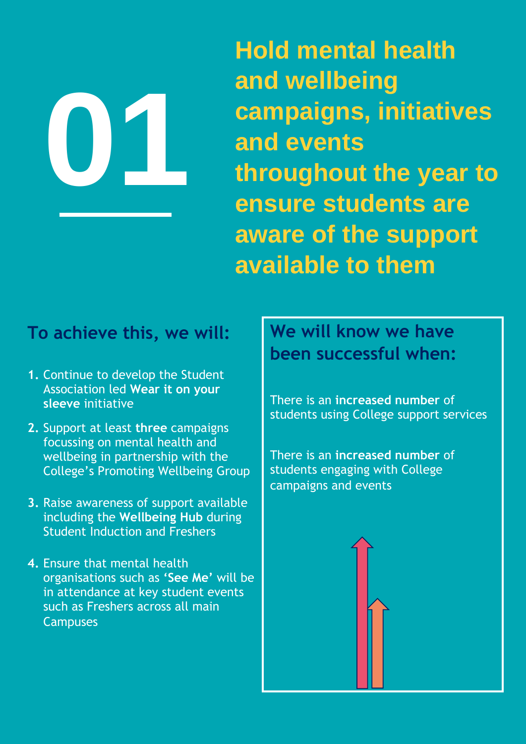# 01

## Hold mental health and wellbeing campaigns, initiatives and events throughout the year to ensure students are aware of the support available to them

### To achieve this, we will:

1. Continue to develop the Student Association led **Wear it on your sleeve** initiative
2. Support at least **three** campaigns focussing on mental health and wellbeing in partnership with the College's Promoting Wellbeing Group
3. Raise awareness of support available including the **Wellbeing Hub** during Student Induction and Freshers
4. Ensure that mental health organisations such as **'See Me'** will be in attendance at key student events such as Freshers across all main Campuses

### We will know we have been successful when:

There is an **increased number** of students using College support services

There is an **increased number** of students engaging with College campaigns and events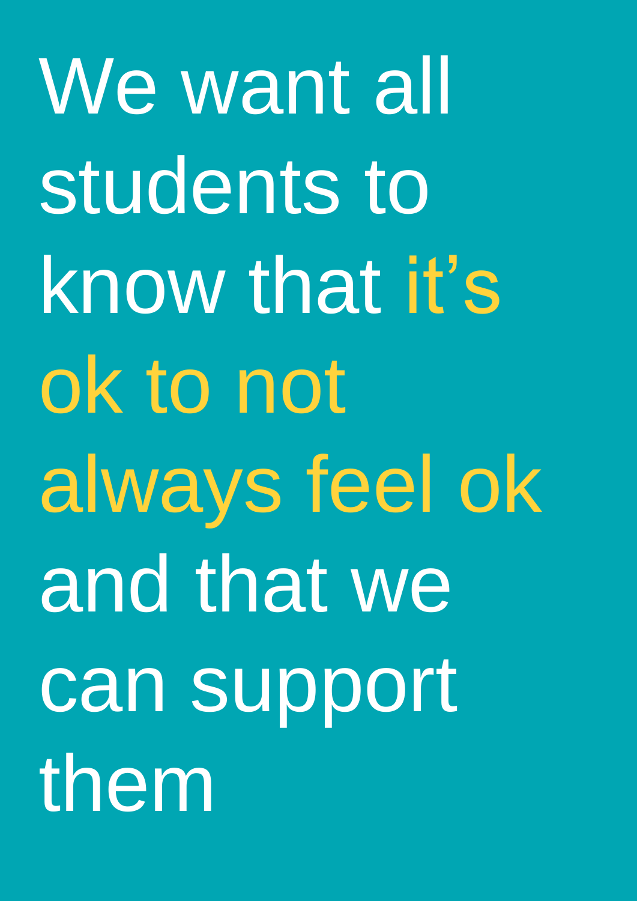# We want all students to know that **it’s ok to not always feel ok** and that we can support them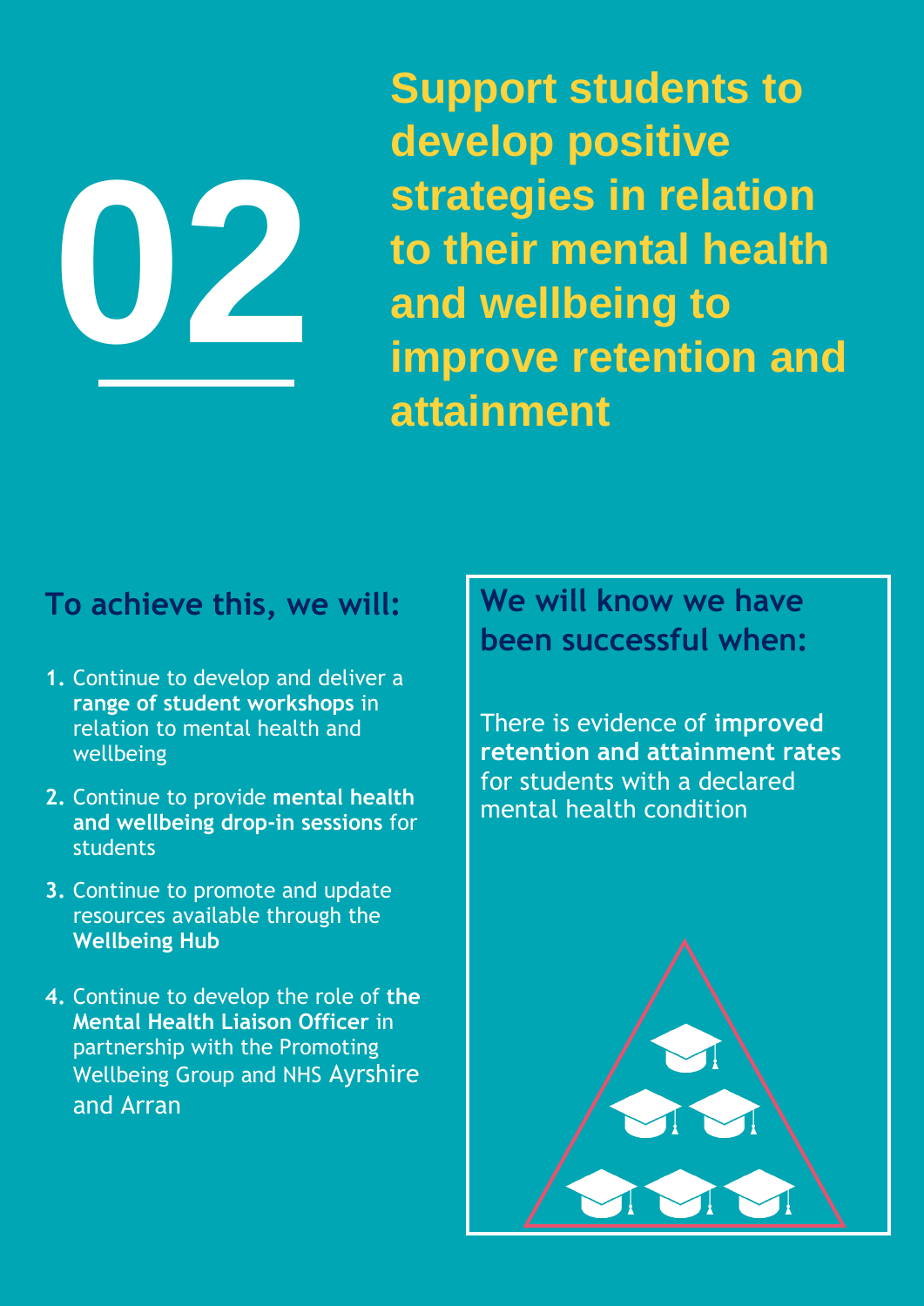# 02

## Support students to develop positive strategies in relation to their mental health and wellbeing to improve retention and attainment

### To achieve this, we will:

1. Continue to develop and deliver a **range of student workshops** in relation to mental health and wellbeing
2. Continue to provide **mental health and wellbeing drop-in sessions** for students
3. Continue to promote and update resources available through the **Wellbeing Hub**
4. Continue to develop the role of **the Mental Health Liaison Officer** in partnership with the Promoting Wellbeing Group and NHS Ayrshire and Arran

### We will know we have been successful when:

There is evidence of **improved retention and attainment rates** for students with a declared mental health condition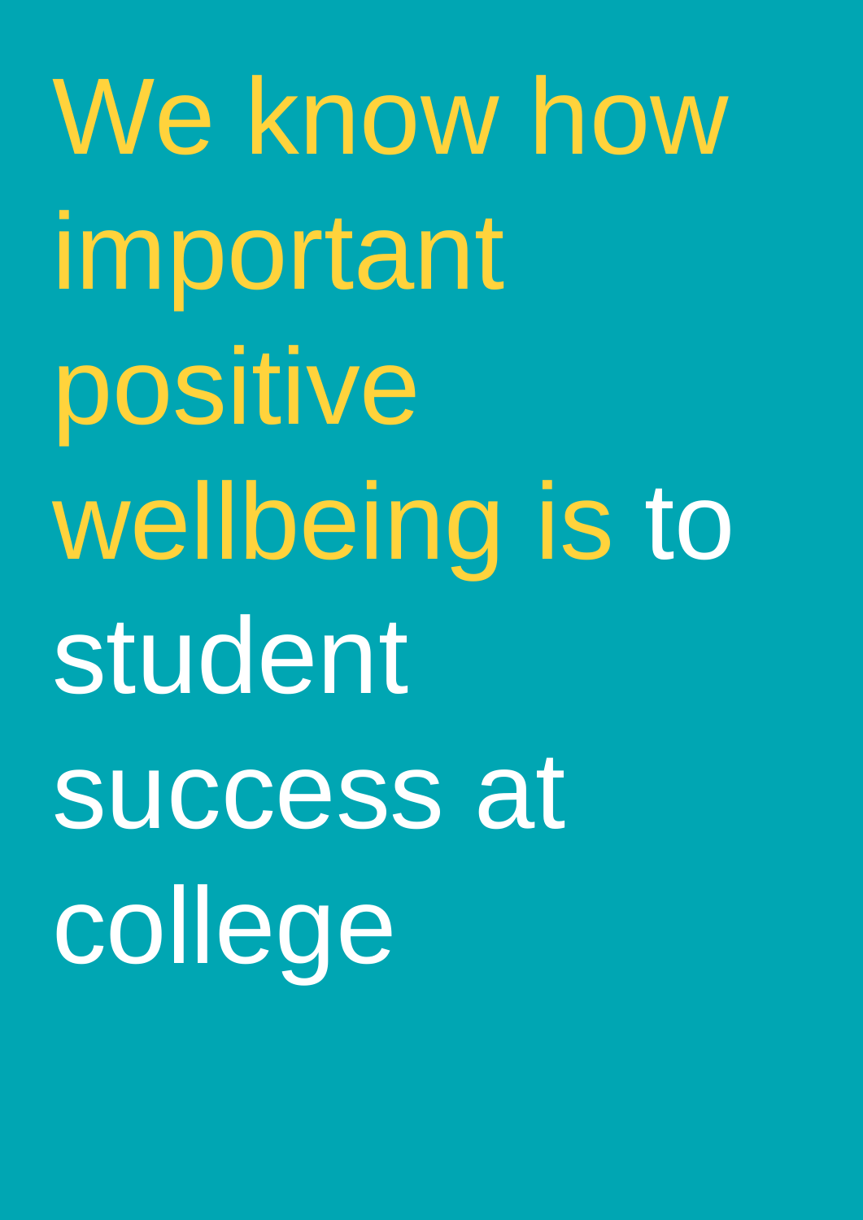# We know how important positive wellbeing is to student success at college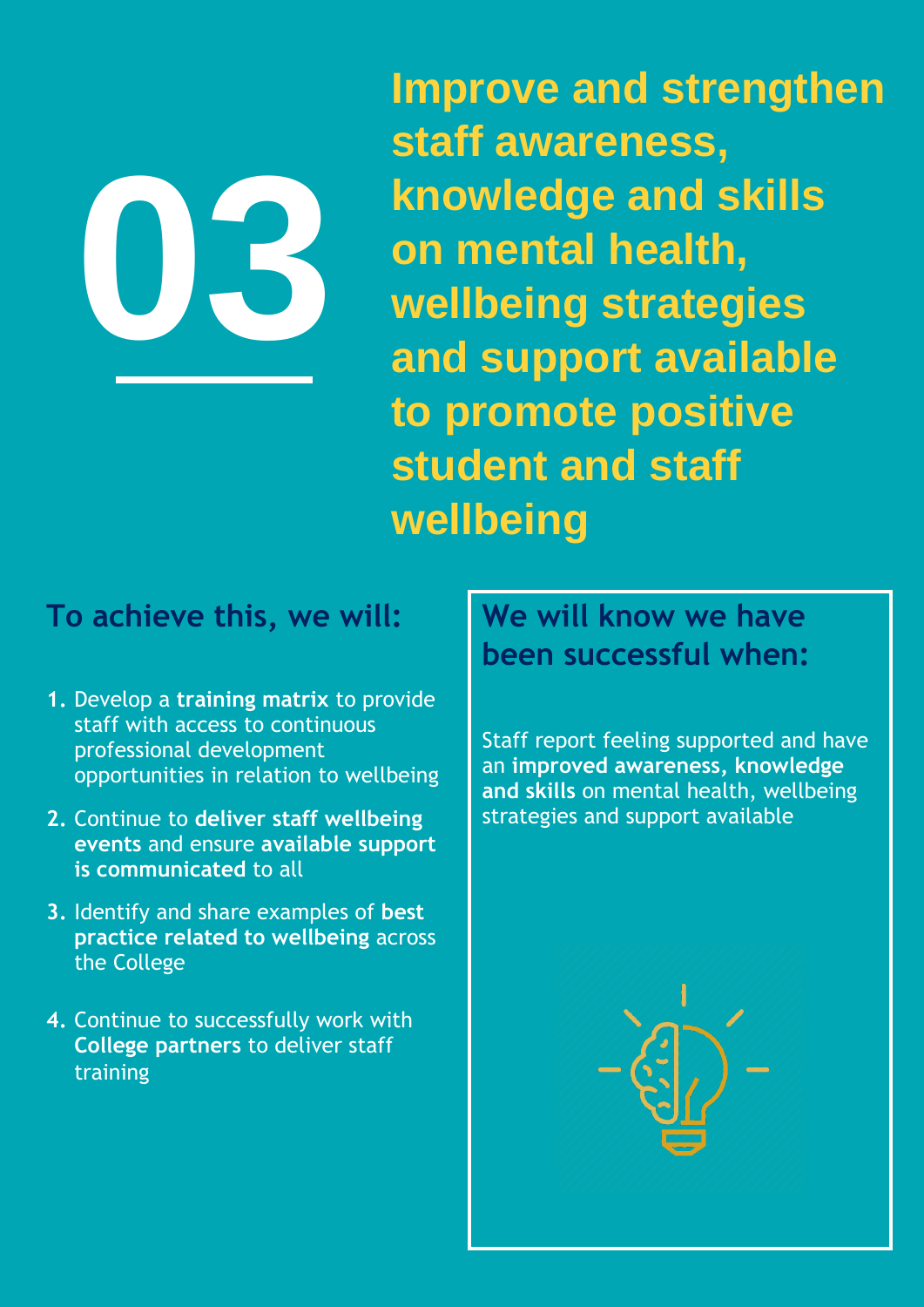# 03

# Improve and strengthen staff awareness, knowledge and skills on mental health, wellbeing strategies and support available to promote positive student and staff wellbeing

## To achieve this, we will:

1. Develop a **training matrix** to provide staff with access to continuous professional development opportunities in relation to wellbeing
2. Continue to **deliver staff wellbeing events** and ensure **available support is communicated** to all
3. Identify and share examples of **best practice related to wellbeing** across the College
4. Continue to successfully work with **College partners** to deliver staff training

## We will know we have been successful when:

Staff report feeling supported and have an **improved awareness, knowledge and skills** on mental health, wellbeing strategies and support available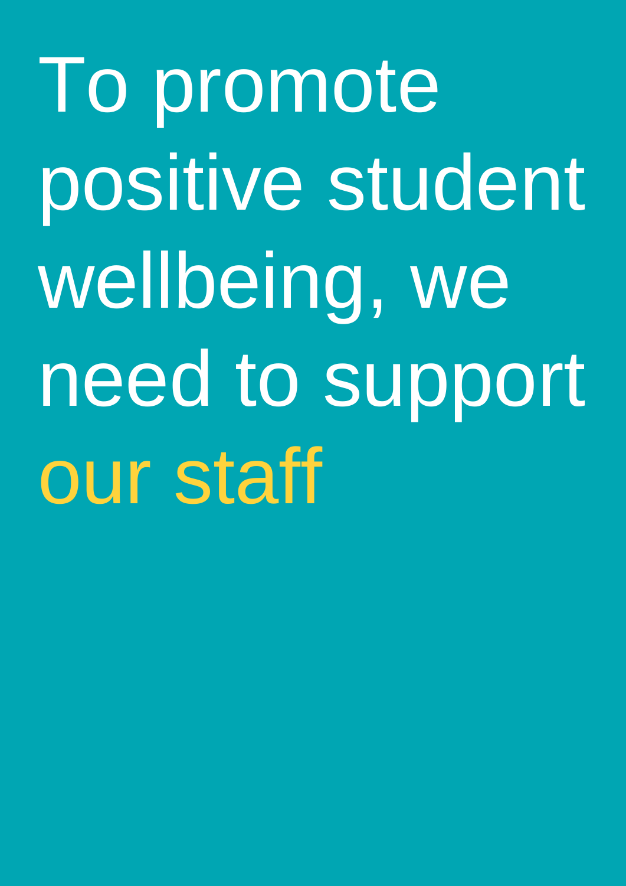# To promote positive student wellbeing, we need to support our staff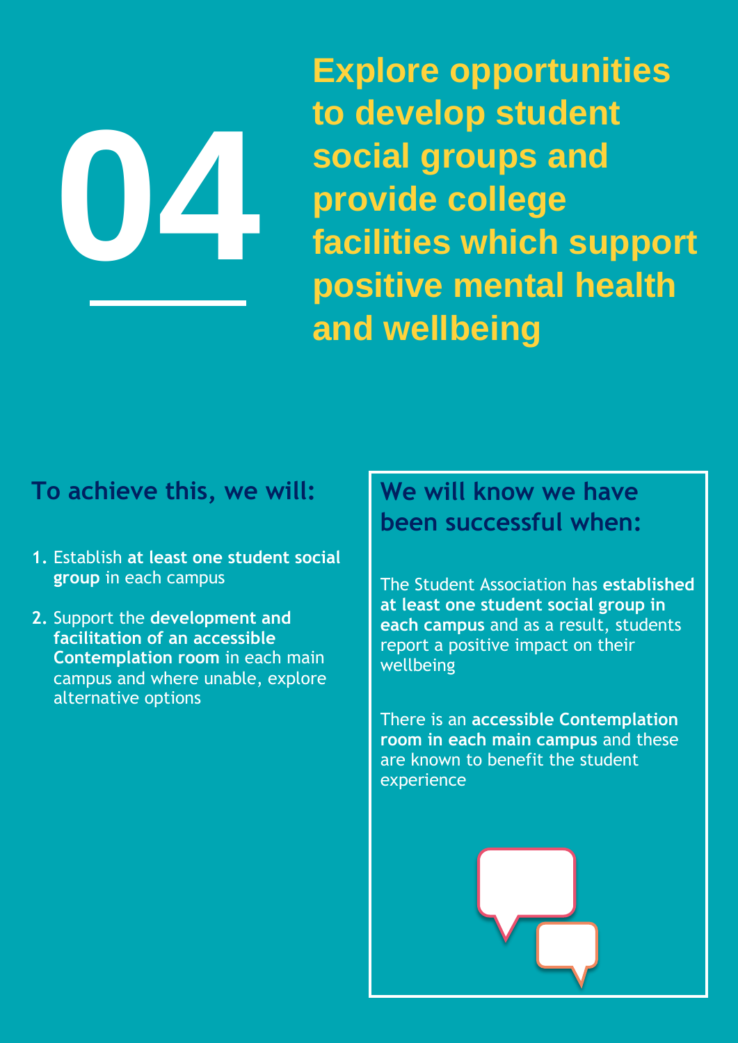# 04 Explore opportunities to develop student social groups and provide college facilities which support positive mental health and wellbeing

## To achieve this, we will:

1. Establish **at least one student social group** in each campus
2. Support the **development and facilitation of an accessible Contemplation room** in each main campus and where unable, explore alternative options

## We will know we have been successful when:

The Student Association has **established at least one student social group in each campus** and as a result, students report a positive impact on their wellbeing

There is an **accessible Contemplation room in each main campus** and these are known to benefit the student experience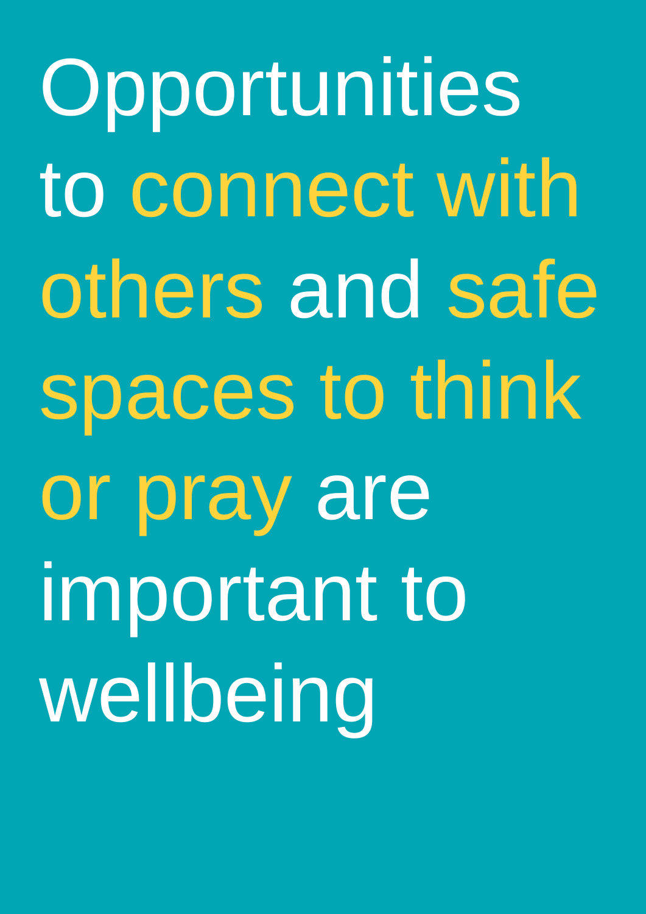Opportunities to connect with others and safe spaces to think or pray are important to wellbeing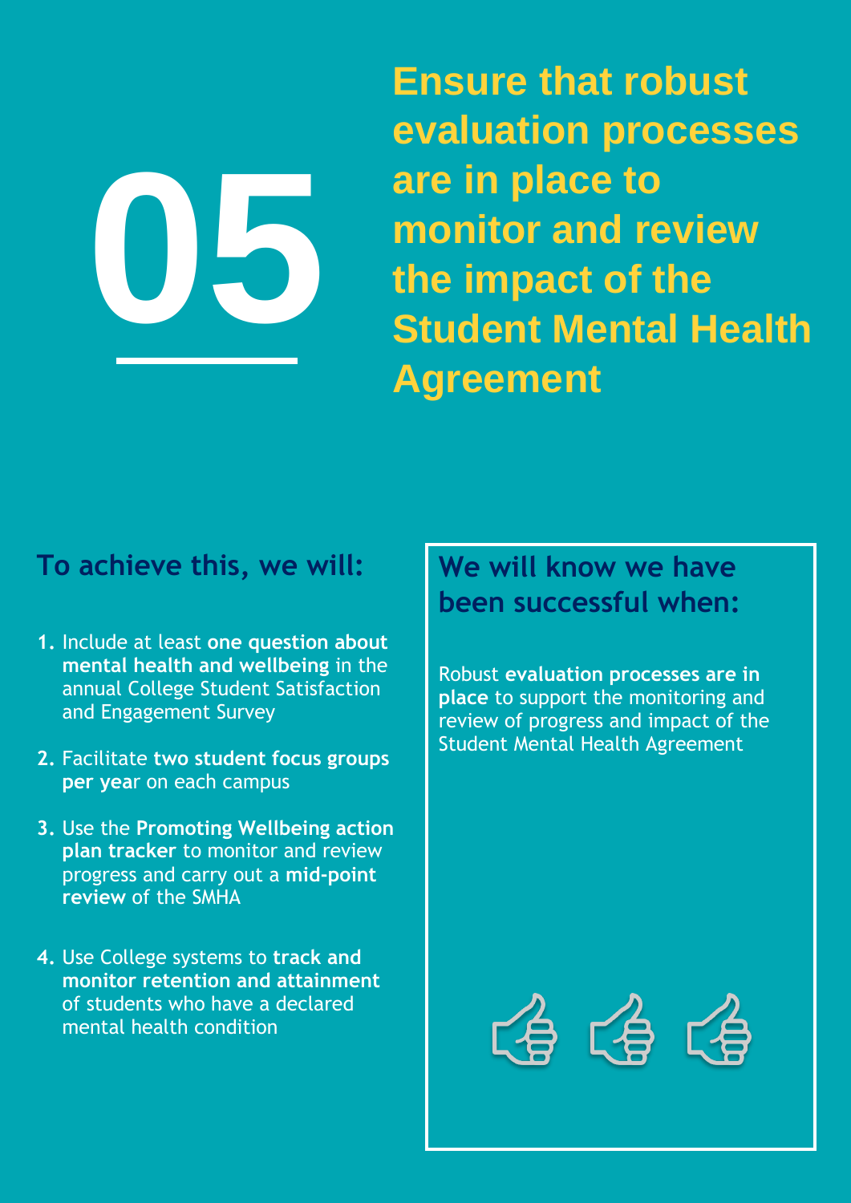# 05

## Ensure that robust evaluation processes are in place to monitor and review the impact of the Student Mental Health Agreement

### To achieve this, we will:

1. Include at least **one question about mental health and wellbeing** in the annual College Student Satisfaction and Engagement Survey
2. Facilitate **two student focus groups per year** on each campus
3. Use the **Promoting Wellbeing action plan tracker** to monitor and review progress and carry out a **mid-point review** of the SMHA
4. Use College systems to **track and monitor retention and attainment** of students who have a declared mental health condition

### We will know we have been successful when:

Robust **evaluation processes are in place** to support the monitoring and review of progress and impact of the Student Mental Health Agreement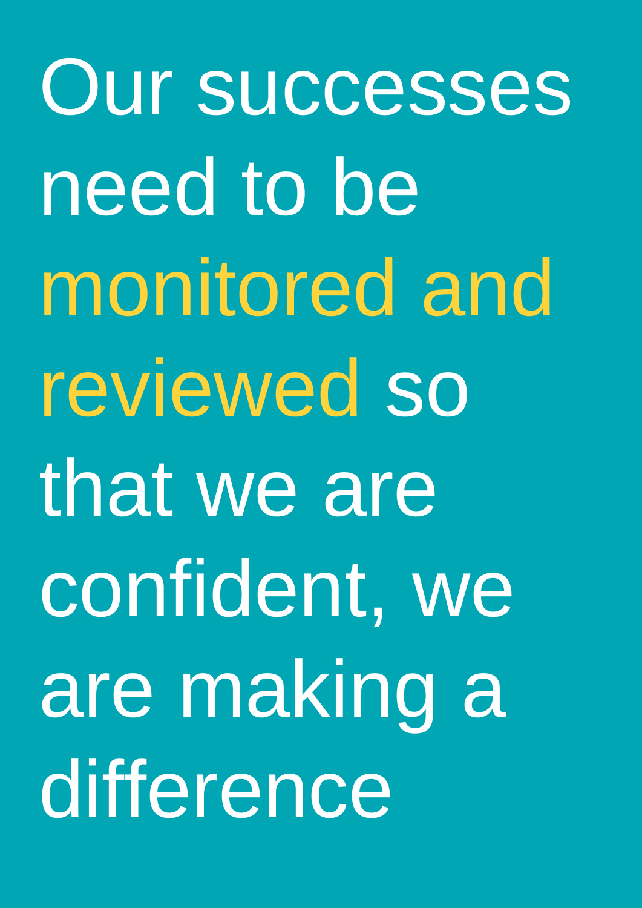Our successes need to be **monitored and reviewed** so that we are confident, we are making a difference